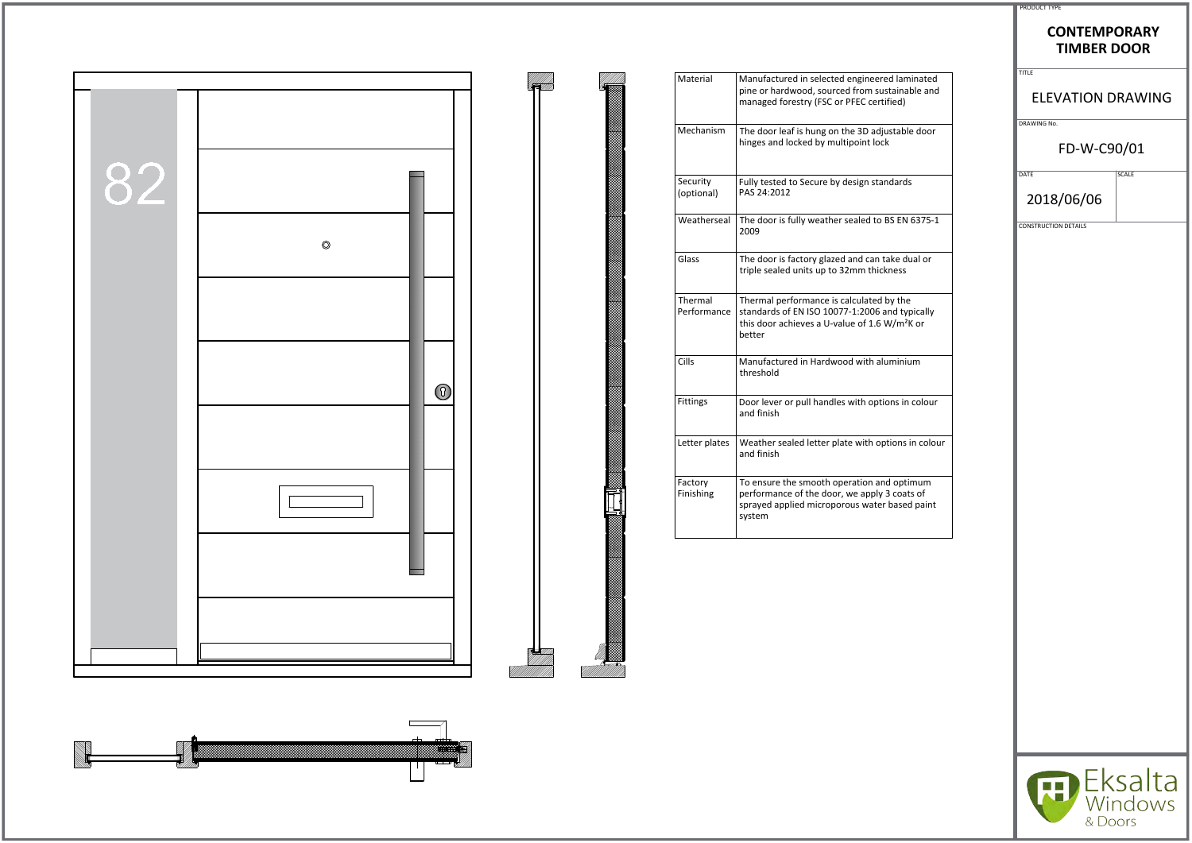PRODUCT TYPE

# CONTEMPORARY TIMBER DOOR

TITLE

## ELEVATION DRAWING

DRAWING No.

FD-W-C90/01

| DATE | SCALE |
|---|---|
| 2018/06/06 | |

CONSTRUCTION DETAILS

82

| Material | Manufactured in selected engineered laminated pine or hardwood, sourced from sustainable and managed forestry (FSC or PFEC certified) |
|---|---|
| Mechanism | The door leaf is hung on the 3D adjustable door hinges and locked by multipoint lock |
| Security (optional) | Fully tested to Secure by design standards PAS 24:2012 |
| Weatherseal | The door is fully weather sealed to BS EN 6375-1 2009 |
| Glass | The door is factory glazed and can take dual or triple sealed units up to 32mm thickness |
| Thermal Performance | Thermal performance is calculated by the standards of EN ISO 10077-1:2006 and typically this door achieves a U-value of 1.6 W/m²K or better |
| Cills | Manufactured in Hardwood with aluminium threshold |
| Fittings | Door lever or pull handles with options in colour and finish |
| Letter plates | Weather sealed letter plate with options in colour and finish |
| Factory Finishing | To ensure the smooth operation and optimum performance of the door, we apply 3 coats of sprayed applied microporous water based paint system |

Eksalta Windows & Doors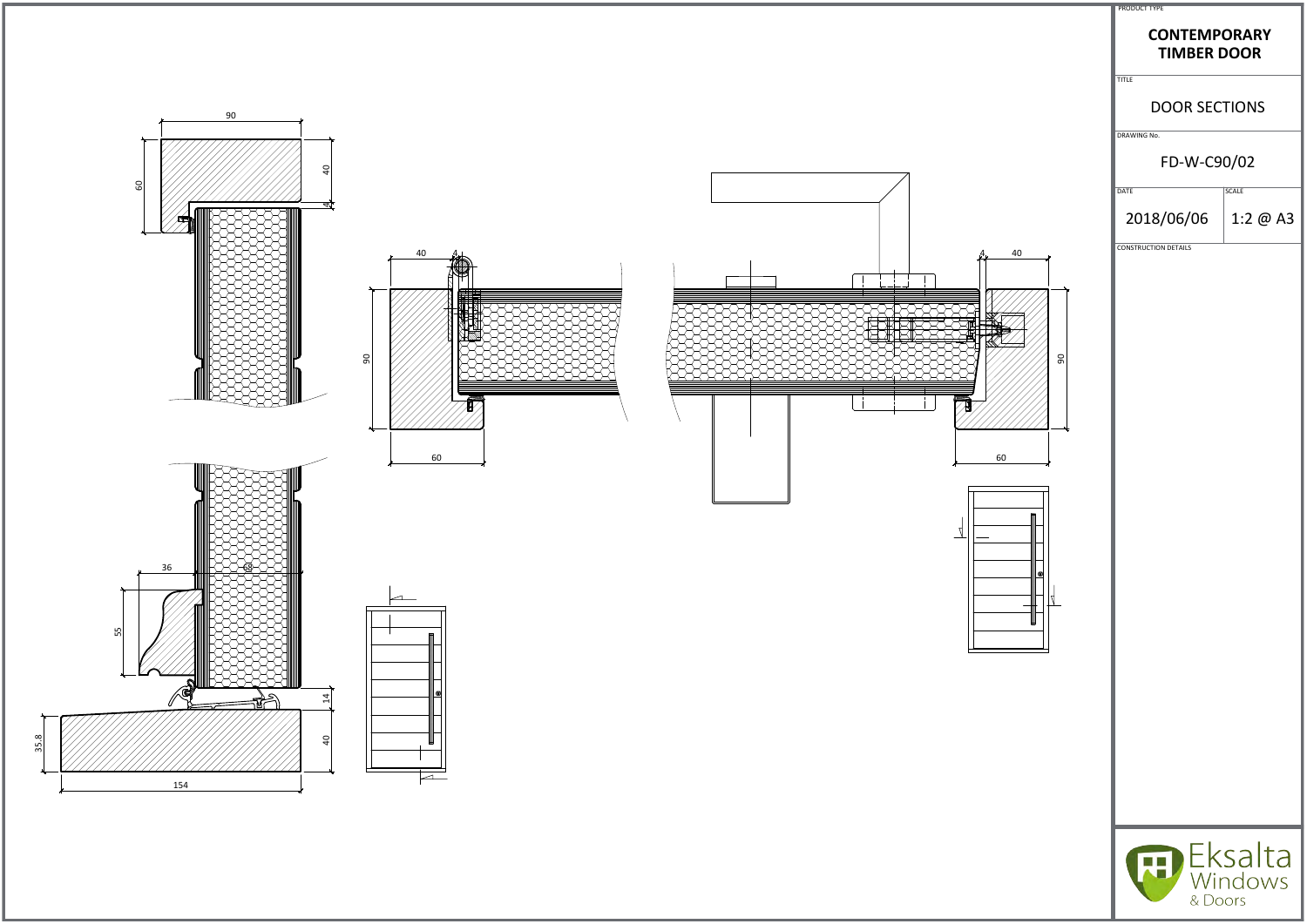PRODUCT TYPE

**CONTEMPORARY TIMBER DOOR**

TITLE

DOOR SECTIONS

DRAWING No.

FD-W-C90/02

| DATE | SCALE |
| --- | --- |
| 2018/06/06 | 1:2 @ A3 |

CONSTRUCTION DETAILS

90
60
40
4
36
68
55
14
40
35.8
154

40
4
90
60

4
40
90
60

Eksalta Windows & Doors